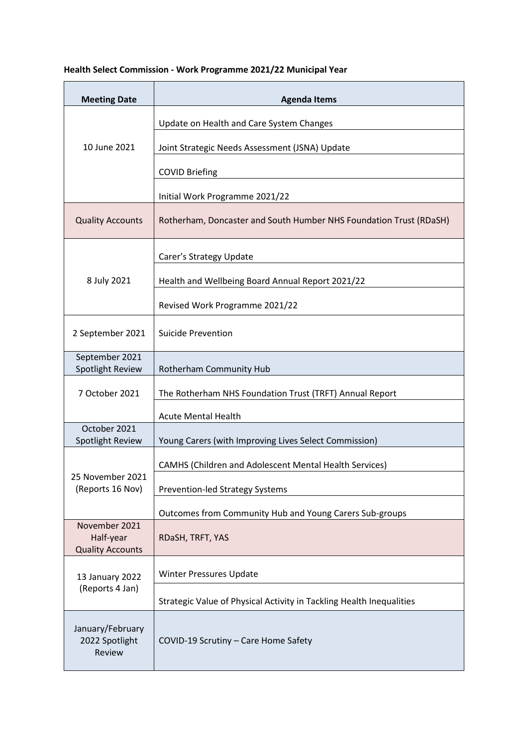**Health Select Commission - Work Programme 2021/22 Municipal Year**

| Meeting Date | Agenda Items |
| --- | --- |
| 10 June 2021 | Update on Health and Care System Changes |
| | Joint Strategic Needs Assessment (JSNA) Update |
| | COVID Briefing |
| | Initial Work Programme 2021/22 |
| Quality Accounts | Rotherham, Doncaster and South Humber NHS Foundation Trust (RDaSH) |
| 8 July 2021 | Carer's Strategy Update |
| | Health and Wellbeing Board Annual Report 2021/22 |
| | Revised Work Programme 2021/22 |
| 2 September 2021 | Suicide Prevention |
| September 2021 Spotlight Review | Rotherham Community Hub |
| 7 October 2021 | The Rotherham NHS Foundation Trust (TRFT) Annual Report |
| | Acute Mental Health |
| October 2021 Spotlight Review | Young Carers (with Improving Lives Select Commission) |
| 25 November 2021 (Reports 16 Nov) | CAMHS (Children and Adolescent Mental Health Services) |
| | Prevention-led Strategy Systems |
| | Outcomes from Community Hub and Young Carers Sub-groups |
| November 2021 Half-year Quality Accounts | RDaSH, TRFT, YAS |
| 13 January 2022 (Reports 4 Jan) | Winter Pressures Update |
| | Strategic Value of Physical Activity in Tackling Health Inequalities |
| January/February 2022 Spotlight Review | COVID-19 Scrutiny – Care Home Safety |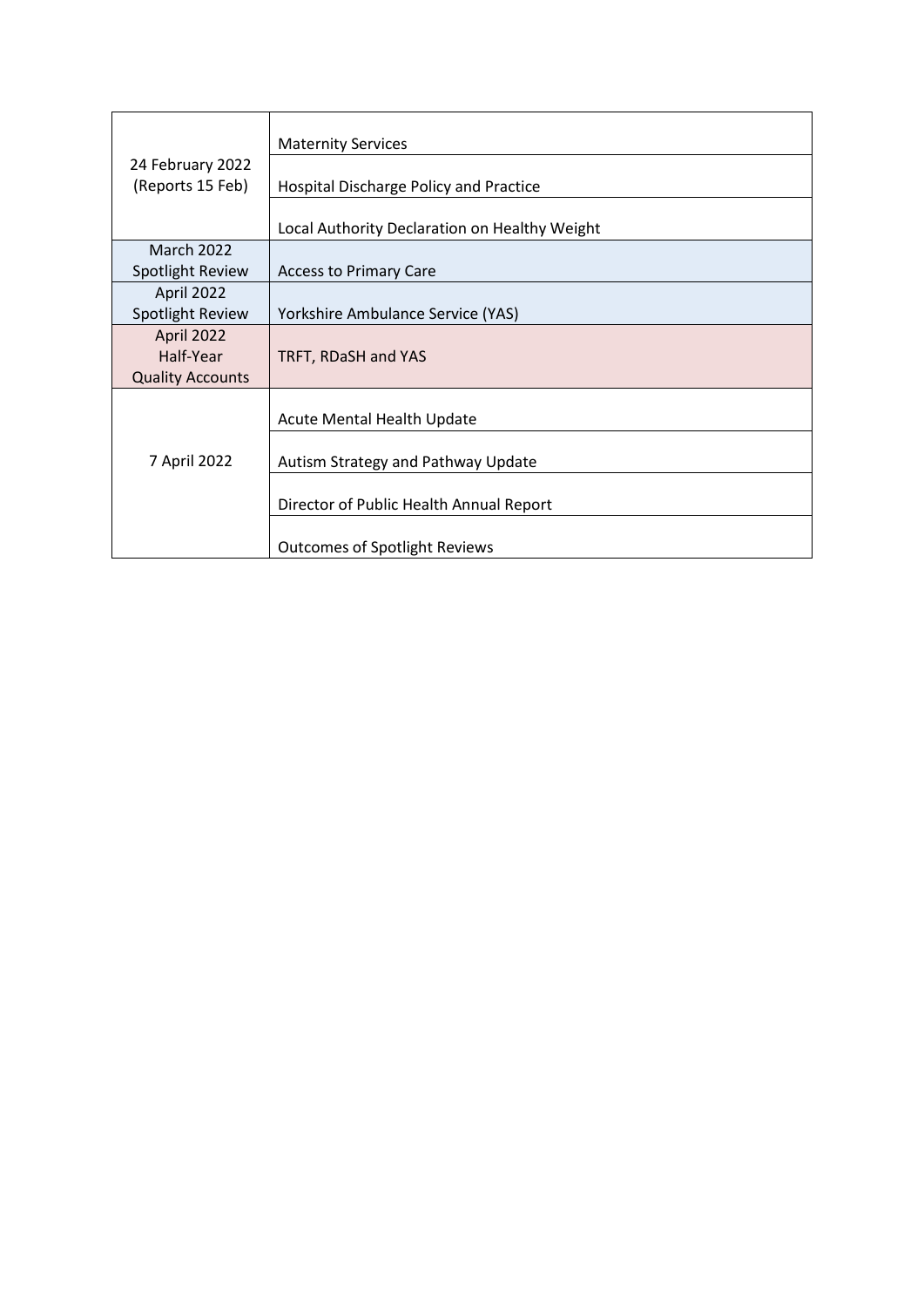| | |
|---|---|
| 24 February 2022 (Reports 15 Feb) | Maternity Services |
| | Hospital Discharge Policy and Practice |
| | Local Authority Declaration on Healthy Weight |
| March 2022 Spotlight Review | Access to Primary Care |
| April 2022 Spotlight Review | Yorkshire Ambulance Service (YAS) |
| April 2022 Half-Year Quality Accounts | TRFT, RDaSH and YAS |
| 7 April 2022 | Acute Mental Health Update |
| | Autism Strategy and Pathway Update |
| | Director of Public Health Annual Report |
| | Outcomes of Spotlight Reviews |